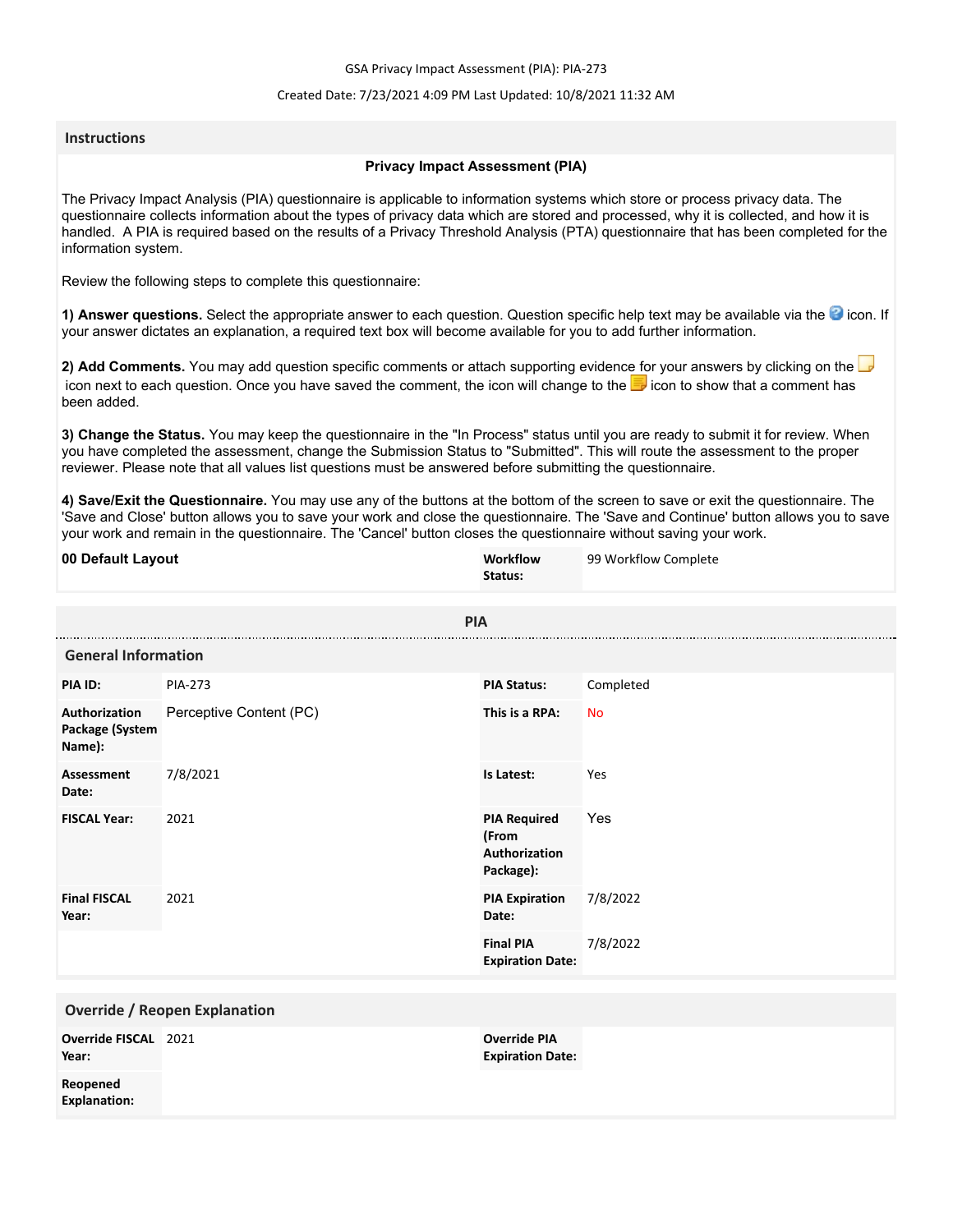GSA Privacy Impact Assessment (PIA): PIA-273

Created Date: 7/23/2021 4:09 PM Last Updated: 10/8/2021 11:32 AM

## Instructions

### Privacy Impact Assessment (PIA)

The Privacy Impact Analysis (PIA) questionnaire is applicable to information systems which store or process privacy data. The questionnaire collects information about the types of privacy data which are stored and processed, why it is collected, and how it is handled. A PIA is required based on the results of a Privacy Threshold Analysis (PTA) questionnaire that has been completed for the information system.

Review the following steps to complete this questionnaire:

**1) Answer questions.** Select the appropriate answer to each question. Question specific help text may be available via the icon. If your answer dictates an explanation, a required text box will become available for you to add further information.

**2) Add Comments.** You may add question specific comments or attach supporting evidence for your answers by clicking on the icon next to each question. Once you have saved the comment, the icon will change to the icon to show that a comment has been added.

**3) Change the Status.** You may keep the questionnaire in the "In Process" status until you are ready to submit it for review. When you have completed the assessment, change the Submission Status to "Submitted". This will route the assessment to the proper reviewer. Please note that all values list questions must be answered before submitting the questionnaire.

**4) Save/Exit the Questionnaire.** You may use any of the buttons at the bottom of the screen to save or exit the questionnaire. The 'Save and Close' button allows you to save your work and close the questionnaire. The 'Save and Continue' button allows you to save your work and remain in the questionnaire. The 'Cancel' button closes the questionnaire without saving your work.

| **00 Default Layout** | **Workflow Status:** | 99 Workflow Complete |
|---|---|---|

## PIA

### General Information

| | | | |
|---|---|---|---|
| **PIA ID:** | PIA-273 | **PIA Status:** | Completed |
| **Authorization Package (System Name):** | Perceptive Content (PC) | **This is a RPA:** | No |
| **Assessment Date:** | 7/8/2021 | **Is Latest:** | Yes |
| **FISCAL Year:** | 2021 | **PIA Required (From Authorization Package):** | Yes |
| **Final FISCAL Year:** | 2021 | **PIA Expiration Date:** | 7/8/2022 |
| | | **Final PIA Expiration Date:** | 7/8/2022 |

### Override / Reopen Explanation

| | | | |
|---|---|---|---|
| **Override FISCAL Year:** | 2021 | **Override PIA Expiration Date:** | |
| **Reopened Explanation:** | | | |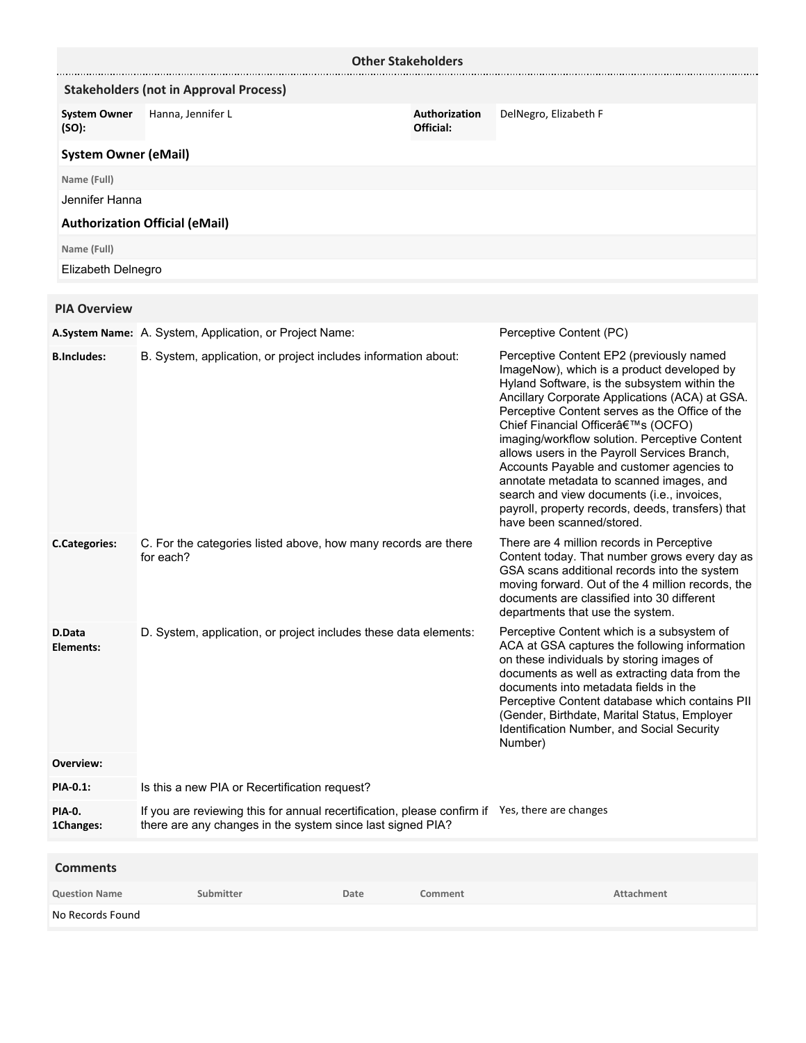## Other Stakeholders

### Stakeholders (not in Approval Process)

| System Owner (SO): | Hanna, Jennifer L | Authorization Official: | DelNegro, Elizabeth F |
|---|---|---|---|

### System Owner (eMail)

| Name (Full) |
|---|
| Jennifer Hanna |

### Authorization Official (eMail)

| Name (Full) |
|---|
| Elizabeth Delnegro |

## PIA Overview

| | | |
|---|---|---|
| **A.System Name:** | A. System, Application, or Project Name: | Perceptive Content (PC) |
| **B.Includes:** | B. System, application, or project includes information about: | Perceptive Content EP2 (previously named ImageNow), which is a product developed by Hyland Software, is the subsystem within the Ancillary Corporate Applications (ACA) at GSA. Perceptive Content serves as the Office of the Chief Financial Officerâ€™s (OCFO) imaging/workflow solution. Perceptive Content allows users in the Payroll Services Branch, Accounts Payable and customer agencies to annotate metadata to scanned images, and search and view documents (i.e., invoices, payroll, property records, deeds, transfers) that have been scanned/stored. |
| **C.Categories:** | C. For the categories listed above, how many records are there for each? | There are 4 million records in Perceptive Content today. That number grows every day as GSA scans additional records into the system moving forward. Out of the 4 million records, the documents are classified into 30 different departments that use the system. |
| **D.Data Elements:** | D. System, application, or project includes these data elements: | Perceptive Content which is a subsystem of ACA at GSA captures the following information on these individuals by storing images of documents as well as extracting data from the documents into metadata fields in the Perceptive Content database which contains PII (Gender, Birthdate, Marital Status, Employer Identification Number, and Social Security Number) |
| **Overview:** | | |
| **PIA-0.1:** | Is this a new PIA or Recertification request? | |
| **PIA-0. 1Changes:** | If you are reviewing this for annual recertification, please confirm if there are any changes in the system since last signed PIA? | Yes, there are changes |

## Comments

| Question Name | Submitter | Date | Comment | Attachment |
|---|---|---|---|---|
| No Records Found | | | | |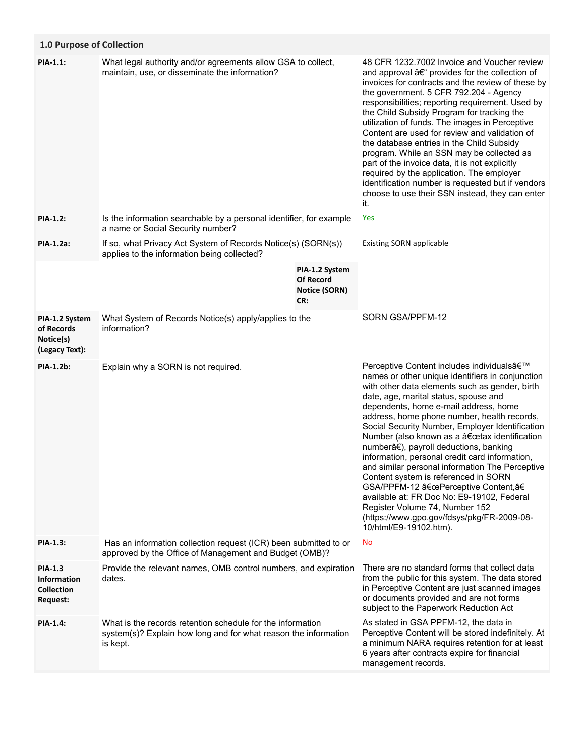## 1.0 Purpose of Collection

| | | |
|---|---|---|
| **PIA-1.1:** | What legal authority and/or agreements allow GSA to collect, maintain, use, or disseminate the information? | 48 CFR 1232.7002 Invoice and Voucher review and approval â€“ provides for the collection of invoices for contracts and the review of these by the government. 5 CFR 792.204 - Agency responsibilities; reporting requirement. Used by the Child Subsidy Program for tracking the utilization of funds. The images in Perceptive Content are used for review and validation of the database entries in the Child Subsidy program. While an SSN may be collected as part of the invoice data, it is not explicitly required by the application. The employer identification number is requested but if vendors choose to use their SSN instead, they can enter it. |
| **PIA-1.2:** | Is the information searchable by a personal identifier, for example a name or Social Security number? | Yes |
| **PIA-1.2a:** | If so, what Privacy Act System of Records Notice(s) (SORN(s)) applies to the information being collected? | Existing SORN applicable |
| | **PIA-1.2 System Of Record Notice (SORN) CR:** | |
| **PIA-1.2 System of Records Notice(s) (Legacy Text):** | What System of Records Notice(s) apply/applies to the information? | SORN GSA/PPFM-12 |
| **PIA-1.2b:** | Explain why a SORN is not required. | Perceptive Content includes individualsâ€™ names or other unique identifiers in conjunction with other data elements such as gender, birth date, age, marital status, spouse and dependents, home e-mail address, home address, home phone number, health records, Social Security Number, Employer Identification Number (also known as a â€œtax identification numberâ€), payroll deductions, banking information, personal credit card information, and similar personal information The Perceptive Content system is referenced in SORN GSA/PPFM-12 â€œPerceptive Content,â€ available at: FR Doc No: E9-19102, Federal Register Volume 74, Number 152 (https://www.gpo.gov/fdsys/pkg/FR-2009-08-10/html/E9-19102.htm). |
| **PIA-1.3:** | Has an information collection request (ICR) been submitted to or approved by the Office of Management and Budget (OMB)? | No |
| **PIA-1.3 Information Collection Request:** | Provide the relevant names, OMB control numbers, and expiration dates. | There are no standard forms that collect data from the public for this system. The data stored in Perceptive Content are just scanned images or documents provided and are not forms subject to the Paperwork Reduction Act |
| **PIA-1.4:** | What is the records retention schedule for the information system(s)? Explain how long and for what reason the information is kept. | As stated in GSA PPFM-12, the data in Perceptive Content will be stored indefinitely. At a minimum NARA requires retention for at least 6 years after contracts expire for financial management records. |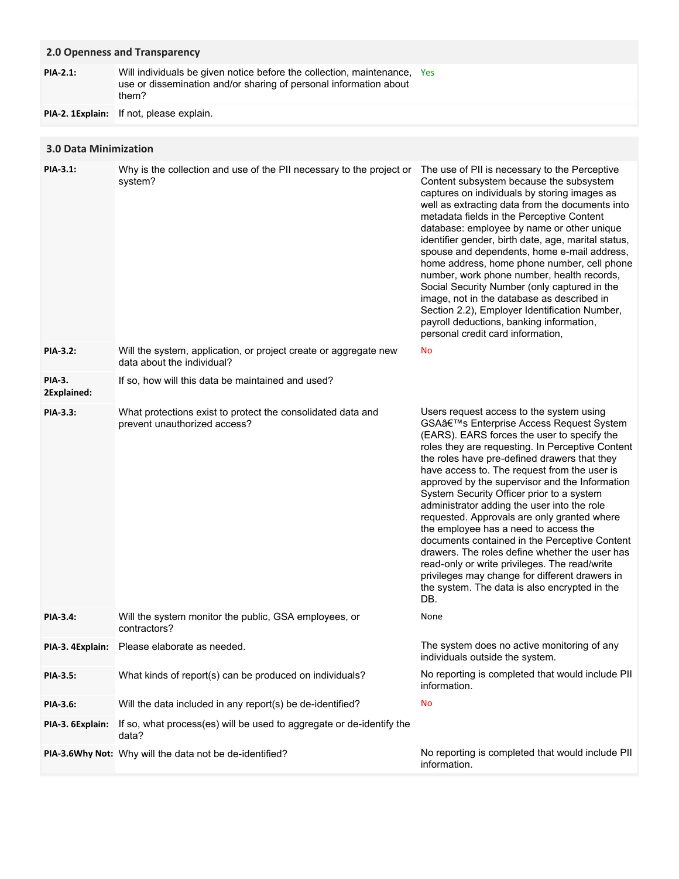## 2.0 Openness and Transparency

| | | |
|---|---|---|
| **PIA-2.1:** | Will individuals be given notice before the collection, maintenance, use or dissemination and/or sharing of personal information about them? | Yes |
| **PIA-2. 1Explain:** | If not, please explain. | |

## 3.0 Data Minimization

| | | |
|---|---|---|
| **PIA-3.1:** | Why is the collection and use of the PII necessary to the project or system? | The use of PII is necessary to the Perceptive Content subsystem because the subsystem captures on individuals by storing images as well as extracting data from the documents into metadata fields in the Perceptive Content database: employee by name or other unique identifier gender, birth date, age, marital status, spouse and dependents, home e-mail address, home address, home phone number, cell phone number, work phone number, health records, Social Security Number (only captured in the image, not in the database as described in Section 2.2), Employer Identification Number, payroll deductions, banking information, personal credit card information, |
| **PIA-3.2:** | Will the system, application, or project create or aggregate new data about the individual? | No |
| **PIA-3. 2Explained:** | If so, how will this data be maintained and used? | |
| **PIA-3.3:** | What protections exist to protect the consolidated data and prevent unauthorized access? | Users request access to the system using GSAâ€™s Enterprise Access Request System (EARS). EARS forces the user to specify the roles they are requesting. In Perceptive Content the roles have pre-defined drawers that they have access to. The request from the user is approved by the supervisor and the Information System Security Officer prior to a system administrator adding the user into the role requested. Approvals are only granted where the employee has a need to access the documents contained in the Perceptive Content drawers. The roles define whether the user has read-only or write privileges. The read/write privileges may change for different drawers in the system. The data is also encrypted in the DB. |
| **PIA-3.4:** | Will the system monitor the public, GSA employees, or contractors? | None |
| **PIA-3. 4Explain:** | Please elaborate as needed. | The system does no active monitoring of any individuals outside the system. |
| **PIA-3.5:** | What kinds of report(s) can be produced on individuals? | No reporting is completed that would include PII information. |
| **PIA-3.6:** | Will the data included in any report(s) be de-identified? | No |
| **PIA-3. 6Explain:** | If so, what process(es) will be used to aggregate or de-identify the data? | |
| **PIA-3.6Why Not:** | Why will the data not be de-identified? | No reporting is completed that would include PII information. |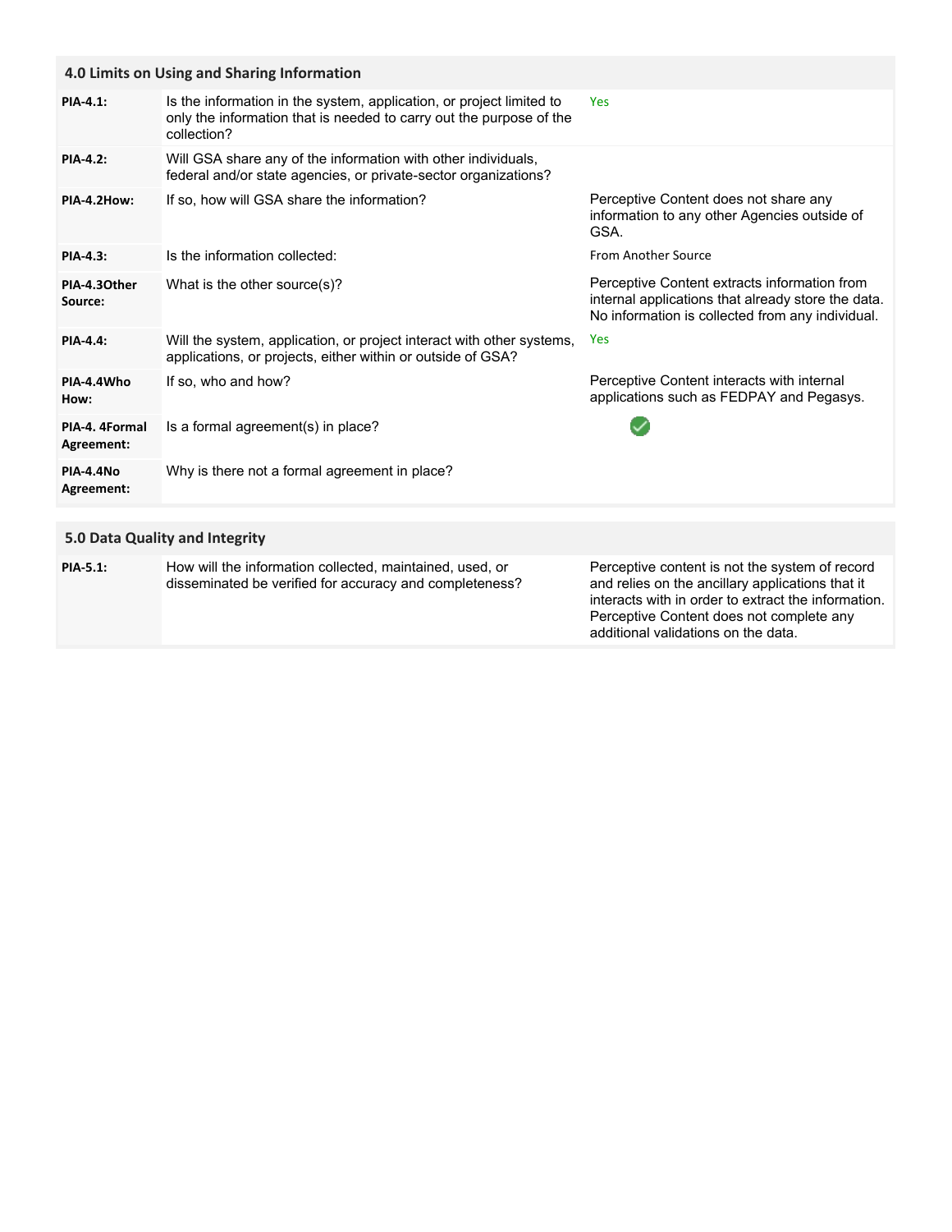## 4.0 Limits on Using and Sharing Information

| | | |
|---|---|---|
| **PIA-4.1:** | Is the information in the system, application, or project limited to only the information that is needed to carry out the purpose of the collection? | Yes |
| **PIA-4.2:** | Will GSA share any of the information with other individuals, federal and/or state agencies, or private-sector organizations? | |
| **PIA-4.2How:** | If so, how will GSA share the information? | Perceptive Content does not share any information to any other Agencies outside of GSA. |
| **PIA-4.3:** | Is the information collected: | From Another Source |
| **PIA-4.3Other Source:** | What is the other source(s)? | Perceptive Content extracts information from internal applications that already store the data. No information is collected from any individual. |
| **PIA-4.4:** | Will the system, application, or project interact with other systems, applications, or projects, either within or outside of GSA? | Yes |
| **PIA-4.4Who How:** | If so, who and how? | Perceptive Content interacts with internal applications such as FEDPAY and Pegasys. |
| **PIA-4. 4Formal Agreement:** | Is a formal agreement(s) in place? | ✔ |
| **PIA-4.4No Agreement:** | Why is there not a formal agreement in place? | |

## 5.0 Data Quality and Integrity

| | | |
|---|---|---|
| **PIA-5.1:** | How will the information collected, maintained, used, or disseminated be verified for accuracy and completeness? | Perceptive content is not the system of record and relies on the ancillary applications that it interacts with in order to extract the information. Perceptive Content does not complete any additional validations on the data. |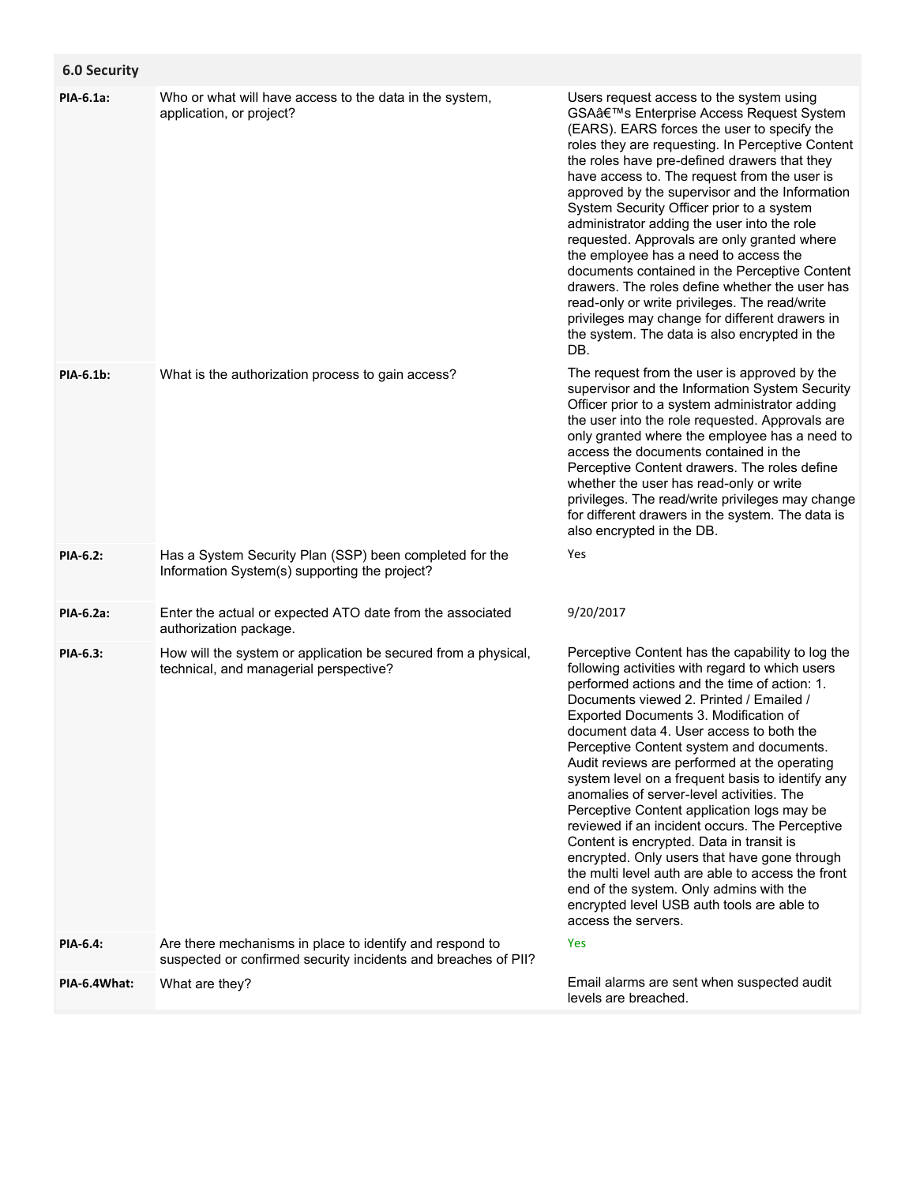## 6.0 Security

| | | |
|---|---|---|
| **PIA-6.1a:** | Who or what will have access to the data in the system, application, or project? | Users request access to the system using GSAâ€™s Enterprise Access Request System (EARS). EARS forces the user to specify the roles they are requesting. In Perceptive Content the roles have pre-defined drawers that they have access to. The request from the user is approved by the supervisor and the Information System Security Officer prior to a system administrator adding the user into the role requested. Approvals are only granted where the employee has a need to access the documents contained in the Perceptive Content drawers. The roles define whether the user has read-only or write privileges. The read/write privileges may change for different drawers in the system. The data is also encrypted in the DB. |
| **PIA-6.1b:** | What is the authorization process to gain access? | The request from the user is approved by the supervisor and the Information System Security Officer prior to a system administrator adding the user into the role requested. Approvals are only granted where the employee has a need to access the documents contained in the Perceptive Content drawers. The roles define whether the user has read-only or write privileges. The read/write privileges may change for different drawers in the system. The data is also encrypted in the DB. |
| **PIA-6.2:** | Has a System Security Plan (SSP) been completed for the Information System(s) supporting the project? | Yes |
| **PIA-6.2a:** | Enter the actual or expected ATO date from the associated authorization package. | 9/20/2017 |
| **PIA-6.3:** | How will the system or application be secured from a physical, technical, and managerial perspective? | Perceptive Content has the capability to log the following activities with regard to which users performed actions and the time of action: 1. Documents viewed 2. Printed / Emailed / Exported Documents 3. Modification of document data 4. User access to both the Perceptive Content system and documents. Audit reviews are performed at the operating system level on a frequent basis to identify any anomalies of server-level activities. The Perceptive Content application logs may be reviewed if an incident occurs. The Perceptive Content is encrypted. Data in transit is encrypted. Only users that have gone through the multi level auth are able to access the front end of the system. Only admins with the encrypted level USB auth tools are able to access the servers. |
| **PIA-6.4:** | Are there mechanisms in place to identify and respond to suspected or confirmed security incidents and breaches of PII? | Yes |
| **PIA-6.4What:** | What are they? | Email alarms are sent when suspected audit levels are breached. |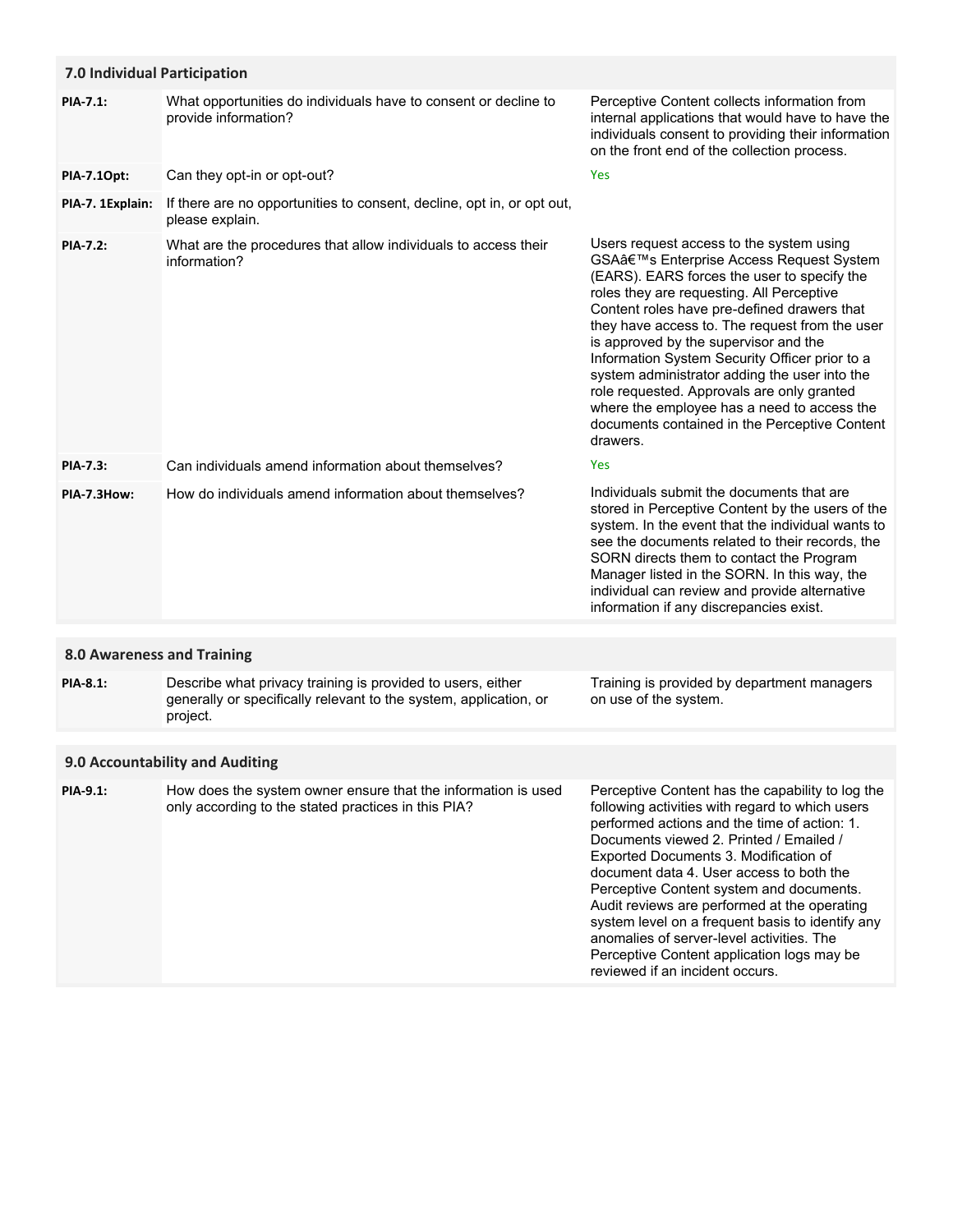## 7.0 Individual Participation

| | | |
|---|---|---|
| **PIA-7.1:** | What opportunities do individuals have to consent or decline to provide information? | Perceptive Content collects information from internal applications that would have to have the individuals consent to providing their information on the front end of the collection process. |
| **PIA-7.1Opt:** | Can they opt-in or opt-out? | Yes |
| **PIA-7. 1Explain:** | If there are no opportunities to consent, decline, opt in, or opt out, please explain. | |
| **PIA-7.2:** | What are the procedures that allow individuals to access their information? | Users request access to the system using GSAâ€™s Enterprise Access Request System (EARS). EARS forces the user to specify the roles they are requesting. All Perceptive Content roles have pre-defined drawers that they have access to. The request from the user is approved by the supervisor and the Information System Security Officer prior to a system administrator adding the user into the role requested. Approvals are only granted where the employee has a need to access the documents contained in the Perceptive Content drawers. |
| **PIA-7.3:** | Can individuals amend information about themselves? | Yes |
| **PIA-7.3How:** | How do individuals amend information about themselves? | Individuals submit the documents that are stored in Perceptive Content by the users of the system. In the event that the individual wants to see the documents related to their records, the SORN directs them to contact the Program Manager listed in the SORN. In this way, the individual can review and provide alternative information if any discrepancies exist. |

## 8.0 Awareness and Training

| | | |
|---|---|---|
| **PIA-8.1:** | Describe what privacy training is provided to users, either generally or specifically relevant to the system, application, or project. | Training is provided by department managers on use of the system. |

## 9.0 Accountability and Auditing

| | | |
|---|---|---|
| **PIA-9.1:** | How does the system owner ensure that the information is used only according to the stated practices in this PIA? | Perceptive Content has the capability to log the following activities with regard to which users performed actions and the time of action: 1. Documents viewed 2. Printed / Emailed / Exported Documents 3. Modification of document data 4. User access to both the Perceptive Content system and documents. Audit reviews are performed at the operating system level on a frequent basis to identify any anomalies of server-level activities. The Perceptive Content application logs may be reviewed if an incident occurs. |